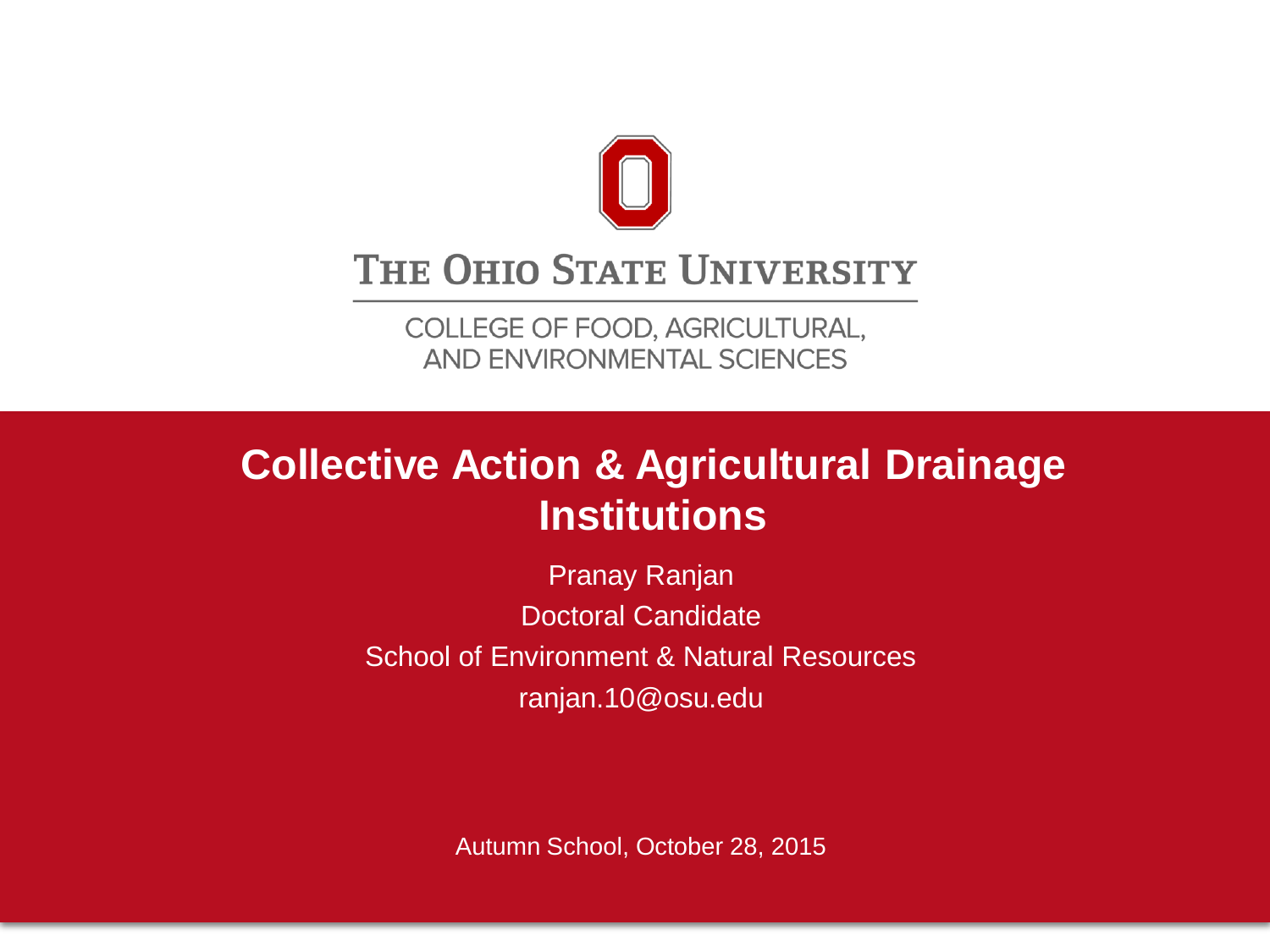THE OHIO STATE UNIVERSITY

COLLEGE OF FOOD, AGRICULTURAL, AND ENVIRONMENTAL SCIENCES

# Collective Action & Agricultural Drainage Institutions

Pranay Ranjan

Doctoral Candidate

School of Environment & Natural Resources

ranjan.10@osu.edu

Autumn School, October 28, 2015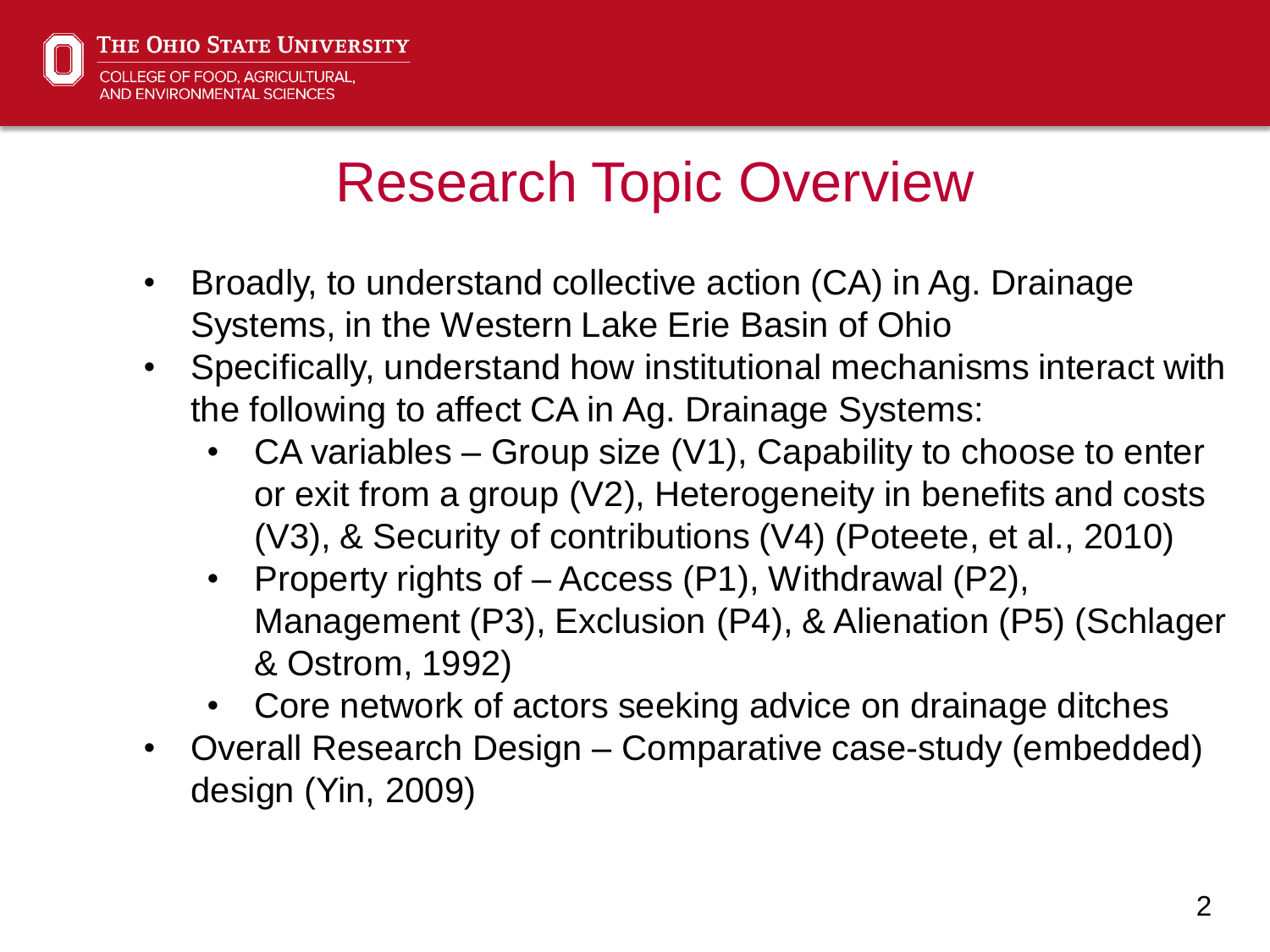# Research Topic Overview

- Broadly, to understand collective action (CA) in Ag. Drainage Systems, in the Western Lake Erie Basin of Ohio
- Specifically, understand how institutional mechanisms interact with the following to affect CA in Ag. Drainage Systems:
  - CA variables – Group size (V1), Capability to choose to enter or exit from a group (V2), Heterogeneity in benefits and costs (V3), & Security of contributions (V4) (Poteete, et al., 2010)
  - Property rights of – Access (P1), Withdrawal (P2), Management (P3), Exclusion (P4), & Alienation (P5) (Schlager & Ostrom, 1992)
  - Core network of actors seeking advice on drainage ditches
- Overall Research Design – Comparative case-study (embedded) design (Yin, 2009)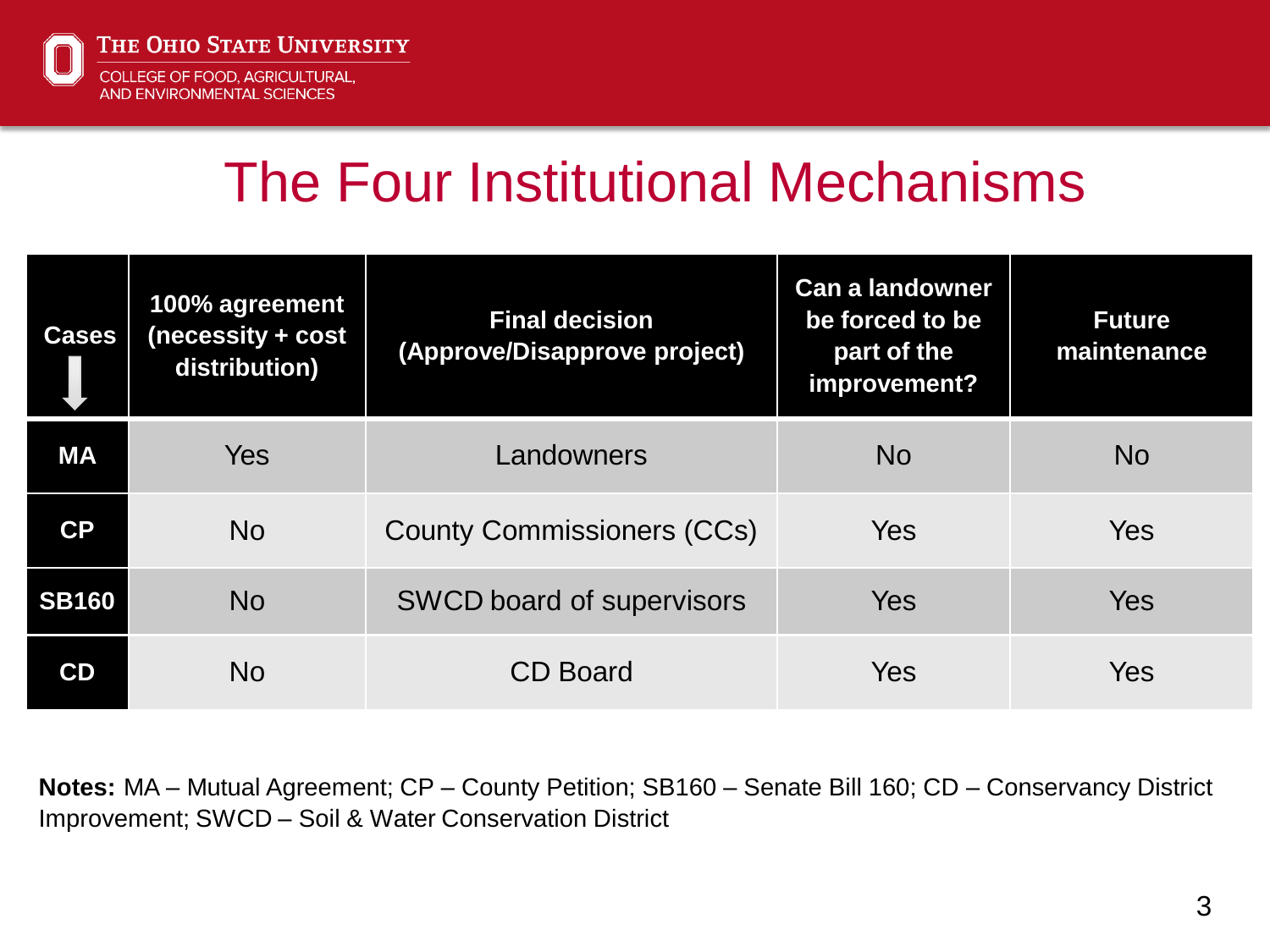# The Four Institutional Mechanisms

| Cases | 100% agreement (necessity + cost distribution) | Final decision (Approve/Disapprove project) | Can a landowner be forced to be part of the improvement? | Future maintenance |
|---|---|---|---|---|
| **MA** | Yes | Landowners | No | No |
| **CP** | No | County Commissioners (CCs) | Yes | Yes |
| **SB160** | No | SWCD board of supervisors | Yes | Yes |
| **CD** | No | CD Board | Yes | Yes |

**Notes:** MA – Mutual Agreement; CP – County Petition; SB160 – Senate Bill 160; CD – Conservancy District Improvement; SWCD – Soil & Water Conservation District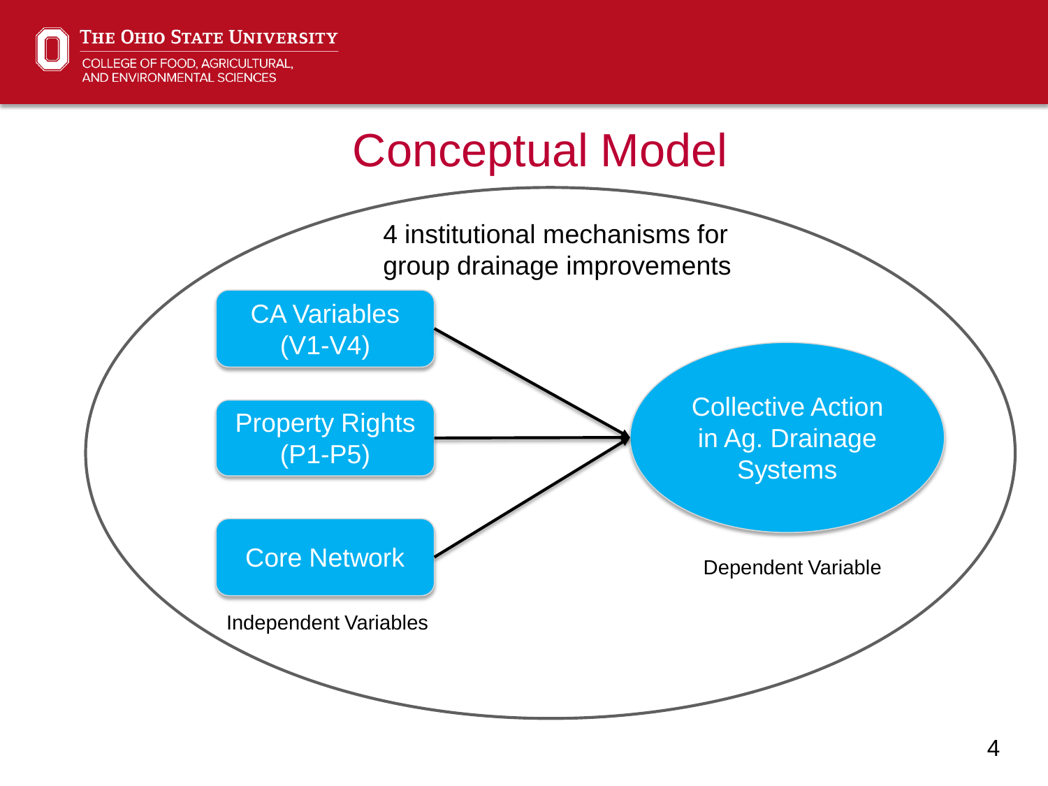# Conceptual Model

4 institutional mechanisms for group drainage improvements

- CA Variables (V1-V4)
- Property Rights (P1-P5)
- Core Network

Independent Variables

Collective Action in Ag. Drainage Systems

Dependent Variable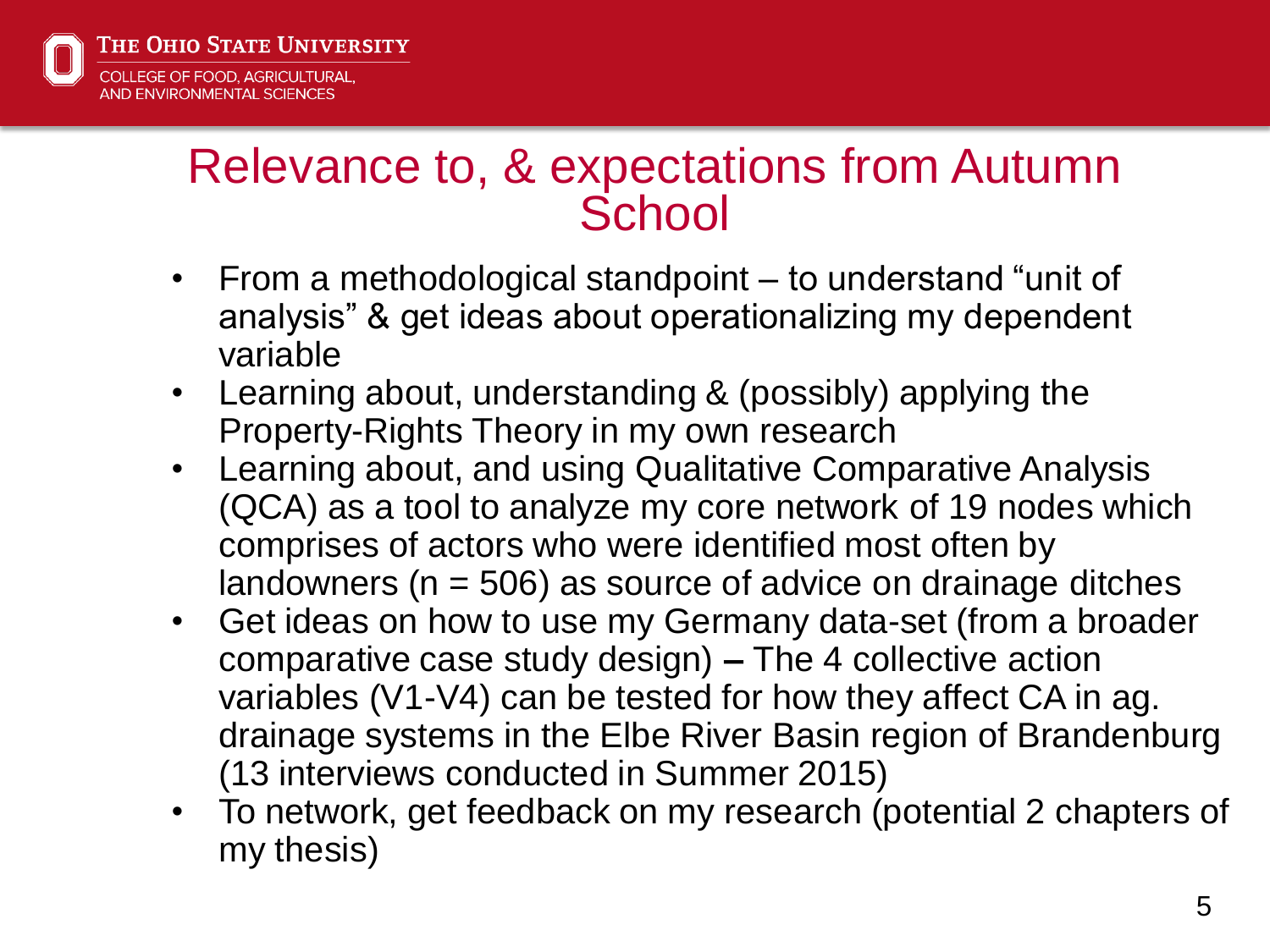# Relevance to, & expectations from Autumn School

- From a methodological standpoint – to understand "unit of analysis" & get ideas about operationalizing my dependent variable
- Learning about, understanding & (possibly) applying the Property-Rights Theory in my own research
- Learning about, and using Qualitative Comparative Analysis (QCA) as a tool to analyze my core network of 19 nodes which comprises of actors who were identified most often by landowners (n = 506) as source of advice on drainage ditches
- Get ideas on how to use my Germany data-set (from a broader comparative case study design) **–** The 4 collective action variables (V1-V4) can be tested for how they affect CA in ag. drainage systems in the Elbe River Basin region of Brandenburg (13 interviews conducted in Summer 2015)
- To network, get feedback on my research (potential 2 chapters of my thesis)